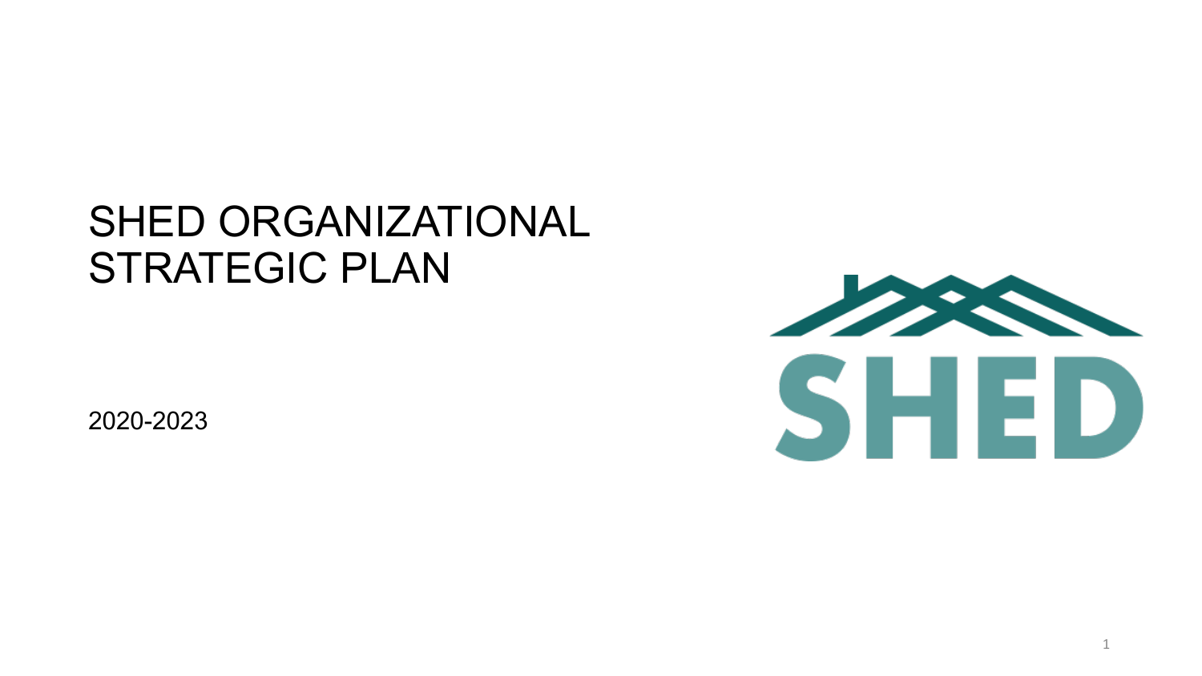# SHED ORGANIZATIONAL STRATEGIC PLAN

2020-2023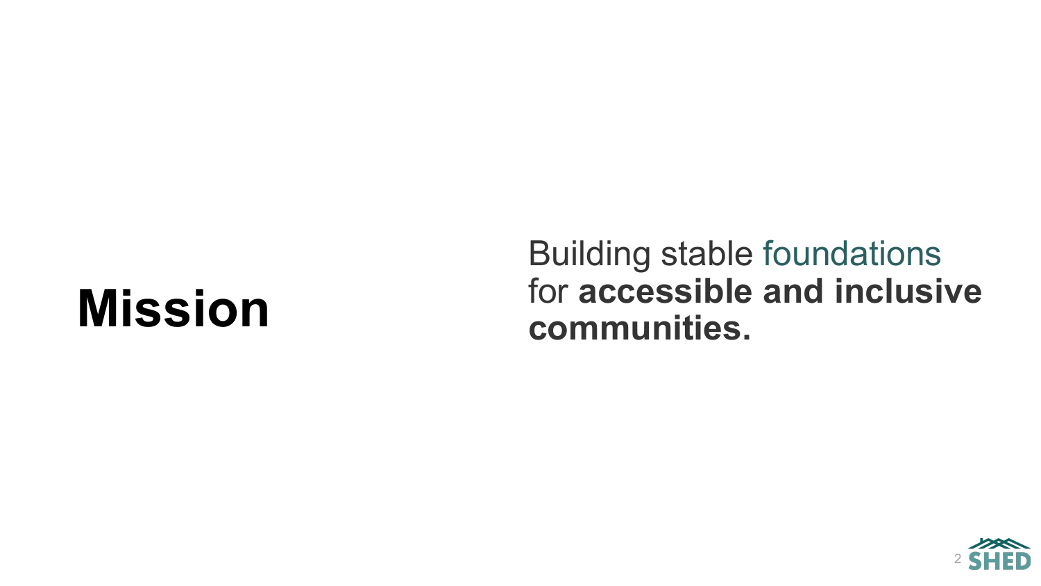# Mission

Building stable foundations for **accessible and inclusive communities.**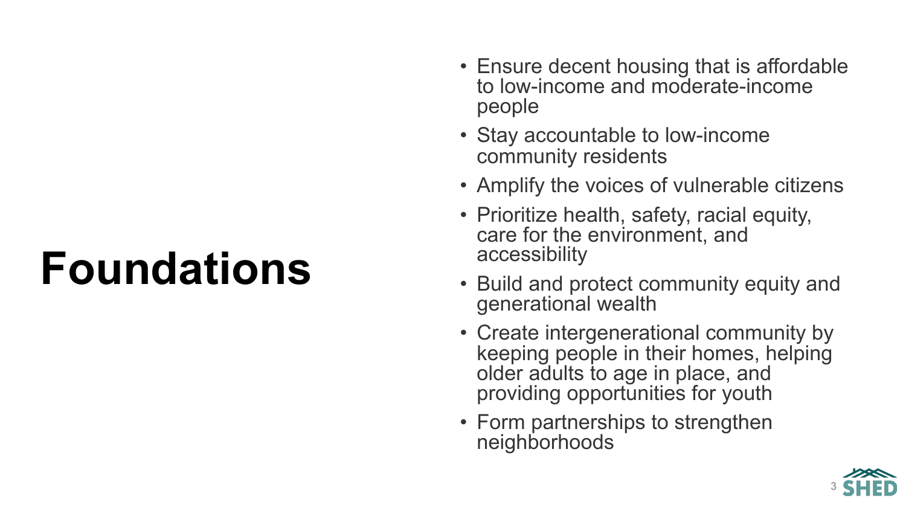# Foundations

- Ensure decent housing that is affordable to low-income and moderate-income people
- Stay accountable to low-income community residents
- Amplify the voices of vulnerable citizens
- Prioritize health, safety, racial equity, care for the environment, and accessibility
- Build and protect community equity and generational wealth
- Create intergenerational community by keeping people in their homes, helping older adults to age in place, and providing opportunities for youth
- Form partnerships to strengthen neighborhoods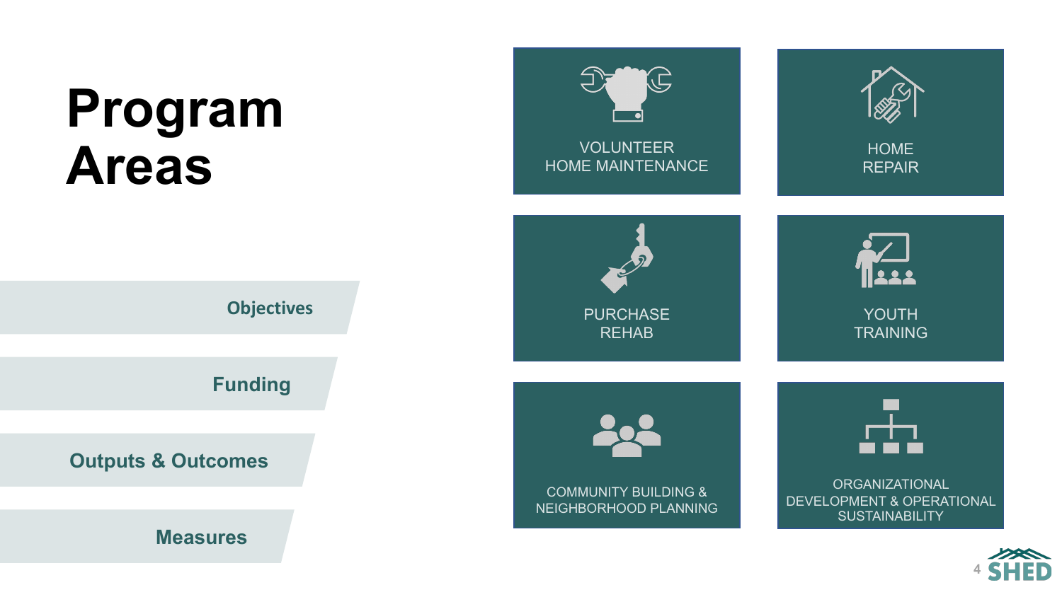# Program Areas

- Objectives
- Funding
- Outputs & Outcomes
- Measures

VOLUNTEER HOME MAINTENANCE

HOME REPAIR

PURCHASE REHAB

YOUTH TRAINING

COMMUNITY BUILDING & NEIGHBORHOOD PLANNING

ORGANIZATIONAL DEVELOPMENT & OPERATIONAL SUSTAINABILITY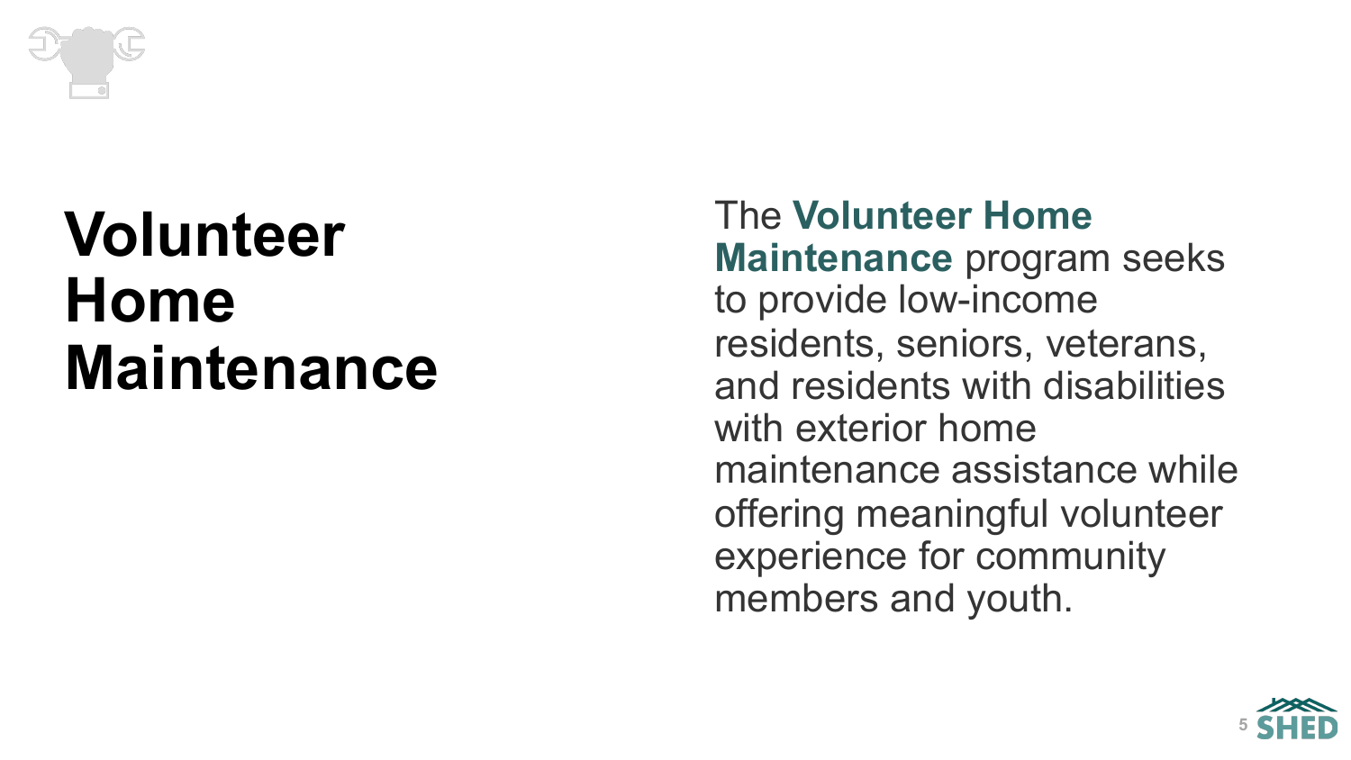# Volunteer Home Maintenance

The **Volunteer Home Maintenance** program seeks to provide low-income residents, seniors, veterans, and residents with disabilities with exterior home maintenance assistance while offering meaningful volunteer experience for community members and youth.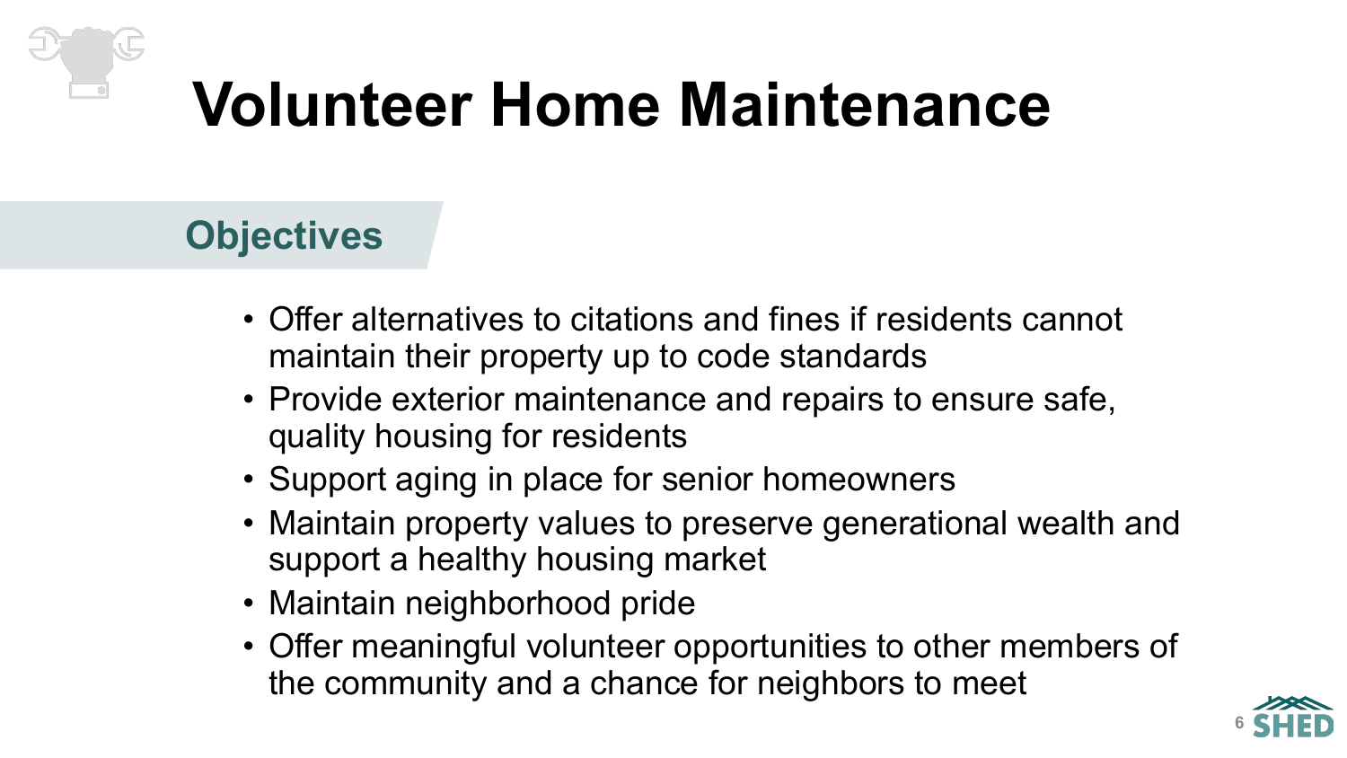# Volunteer Home Maintenance

## Objectives

- Offer alternatives to citations and fines if residents cannot maintain their property up to code standards
- Provide exterior maintenance and repairs to ensure safe, quality housing for residents
- Support aging in place for senior homeowners
- Maintain property values to preserve generational wealth and support a healthy housing market
- Maintain neighborhood pride
- Offer meaningful volunteer opportunities to other members of the community and a chance for neighbors to meet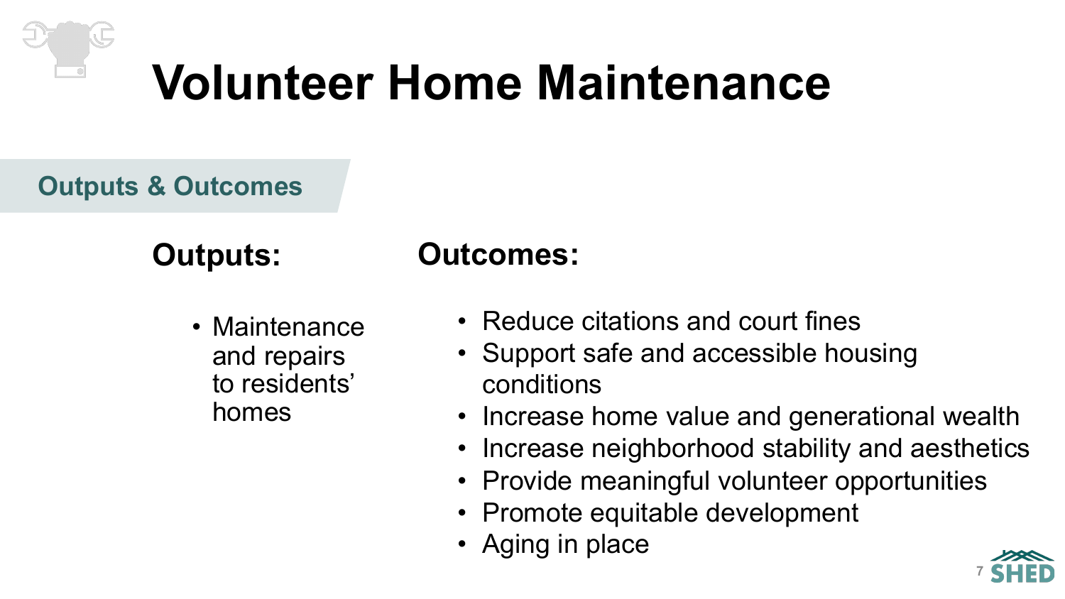# Volunteer Home Maintenance

## Outputs & Outcomes

### Outputs:

- Maintenance and repairs to residents' homes

### Outcomes:

- Reduce citations and court fines
- Support safe and accessible housing conditions
- Increase home value and generational wealth
- Increase neighborhood stability and aesthetics
- Provide meaningful volunteer opportunities
- Promote equitable development
- Aging in place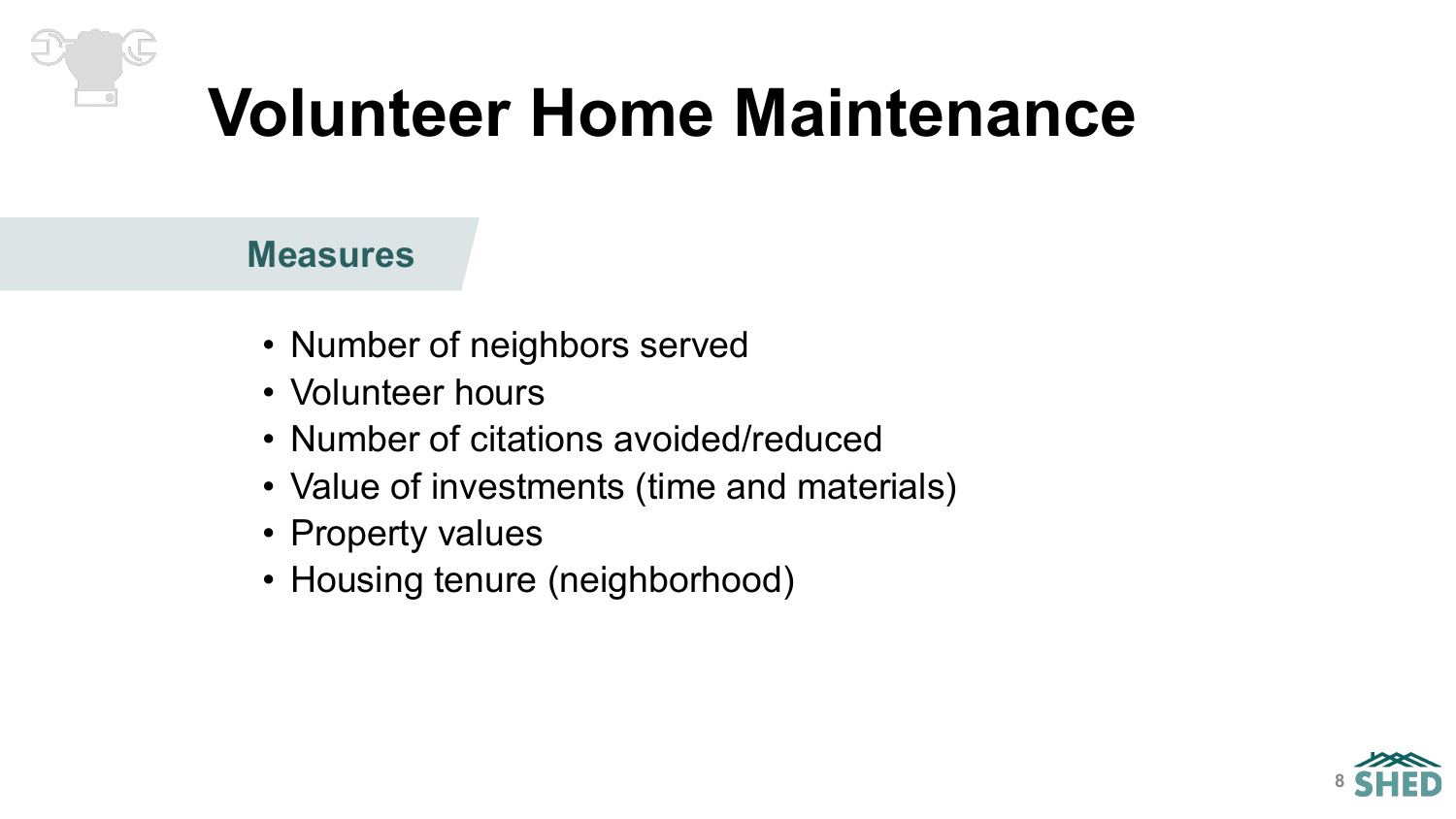# Volunteer Home Maintenance

## Measures

- Number of neighbors served
- Volunteer hours
- Number of citations avoided/reduced
- Value of investments (time and materials)
- Property values
- Housing tenure (neighborhood)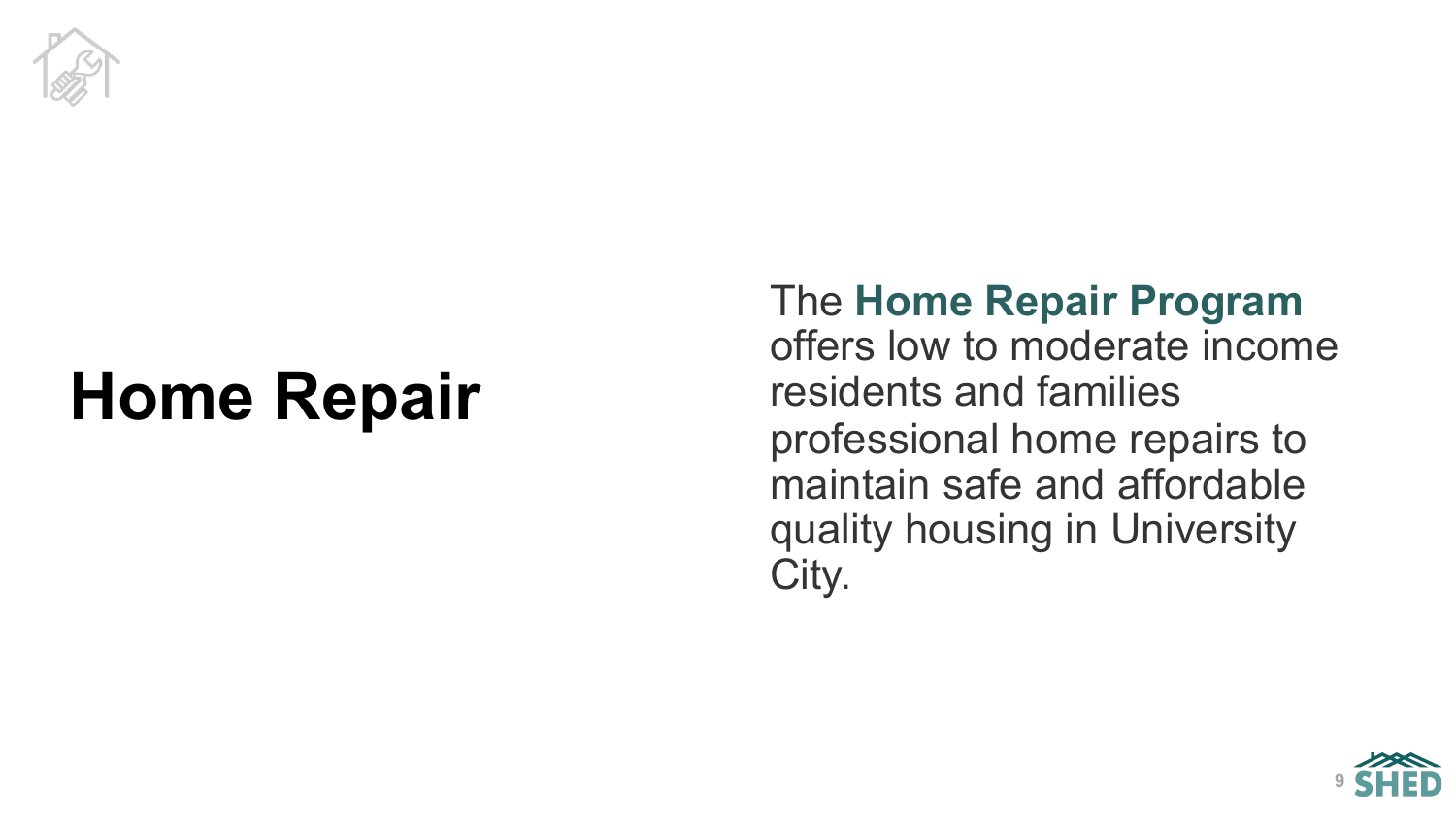# Home Repair

The **Home Repair Program** offers low to moderate income residents and families professional home repairs to maintain safe and affordable quality housing in University City.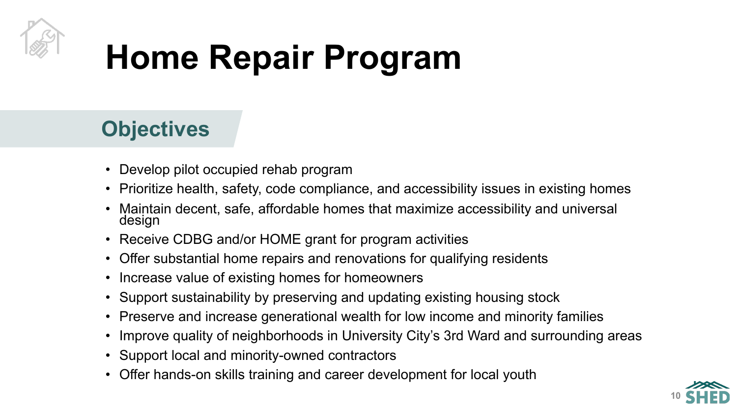# Home Repair Program

## Objectives

- Develop pilot occupied rehab program
- Prioritize health, safety, code compliance, and accessibility issues in existing homes
- Maintain decent, safe, affordable homes that maximize accessibility and universal design
- Receive CDBG and/or HOME grant for program activities
- Offer substantial home repairs and renovations for qualifying residents
- Increase value of existing homes for homeowners
- Support sustainability by preserving and updating existing housing stock
- Preserve and increase generational wealth for low income and minority families
- Improve quality of neighborhoods in University City's 3rd Ward and surrounding areas
- Support local and minority-owned contractors
- Offer hands-on skills training and career development for local youth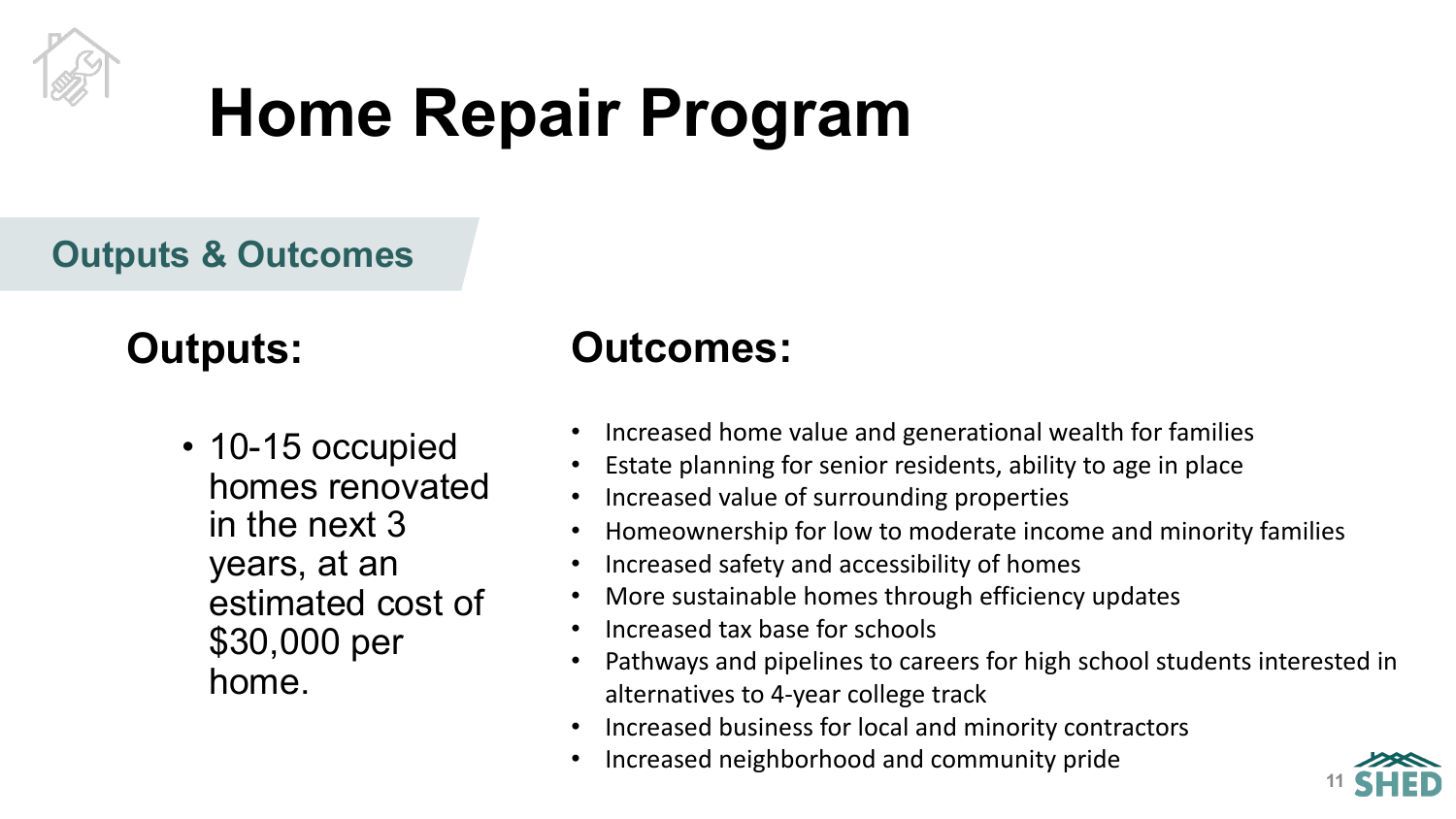# Home Repair Program

## Outputs & Outcomes

### Outputs:

- 10-15 occupied homes renovated in the next 3 years, at an estimated cost of $30,000 per home.

### Outcomes:

- Increased home value and generational wealth for families
- Estate planning for senior residents, ability to age in place
- Increased value of surrounding properties
- Homeownership for low to moderate income and minority families
- Increased safety and accessibility of homes
- More sustainable homes through efficiency updates
- Increased tax base for schools
- Pathways and pipelines to careers for high school students interested in alternatives to 4-year college track
- Increased business for local and minority contractors
- Increased neighborhood and community pride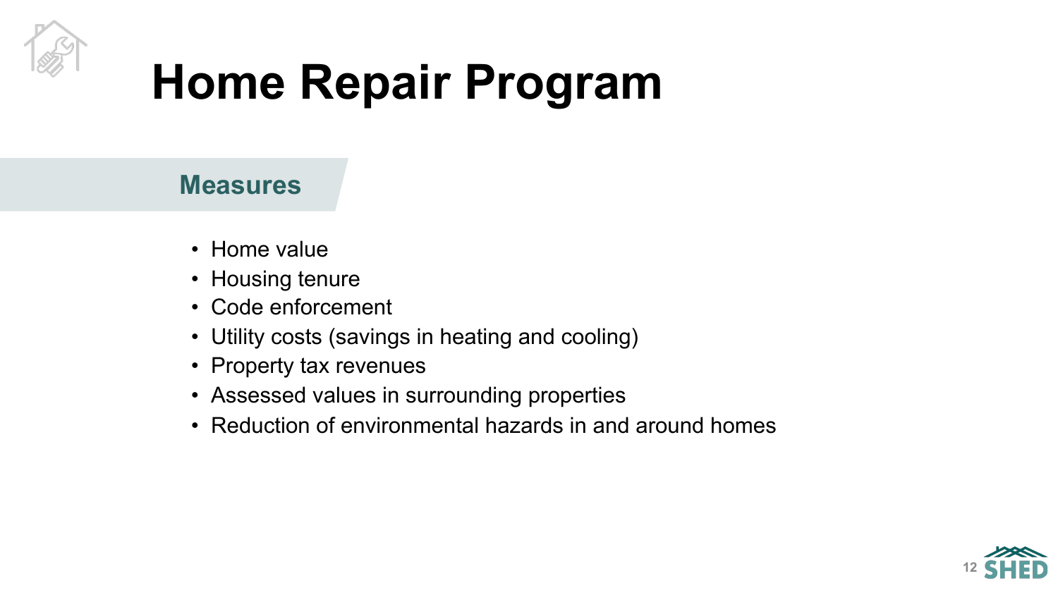# Home Repair Program

## Measures

- Home value
- Housing tenure
- Code enforcement
- Utility costs (savings in heating and cooling)
- Property tax revenues
- Assessed values in surrounding properties
- Reduction of environmental hazards in and around homes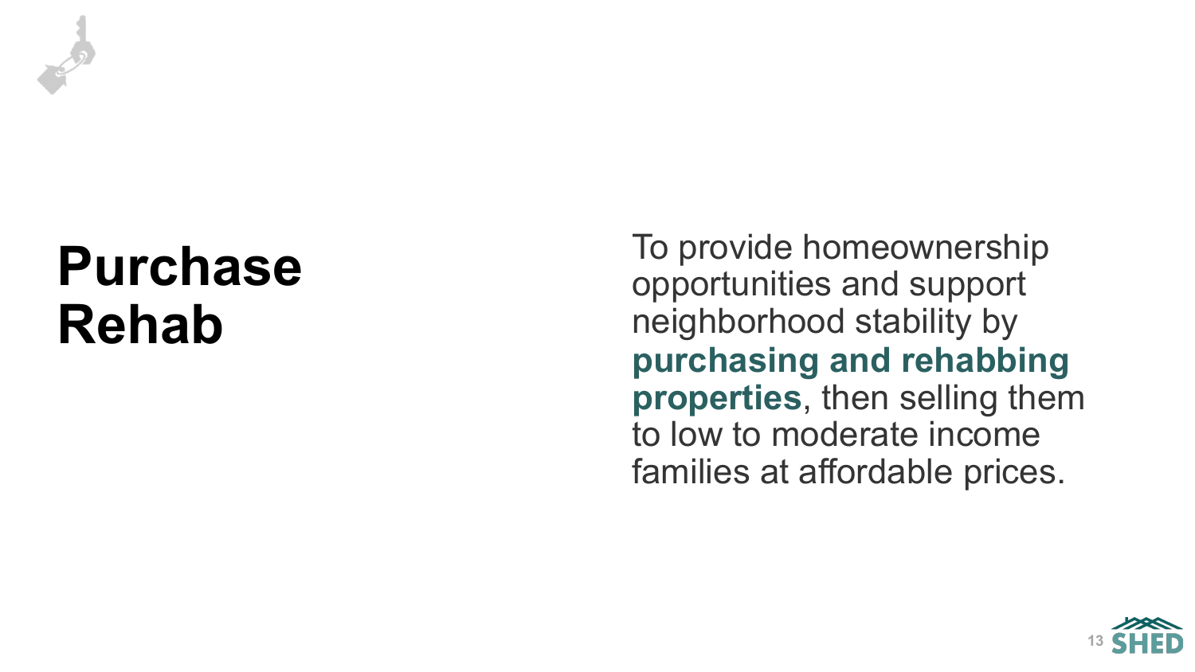# Purchase Rehab

To provide homeownership opportunities and support neighborhood stability by **purchasing and rehabbing properties**, then selling them to low to moderate income families at affordable prices.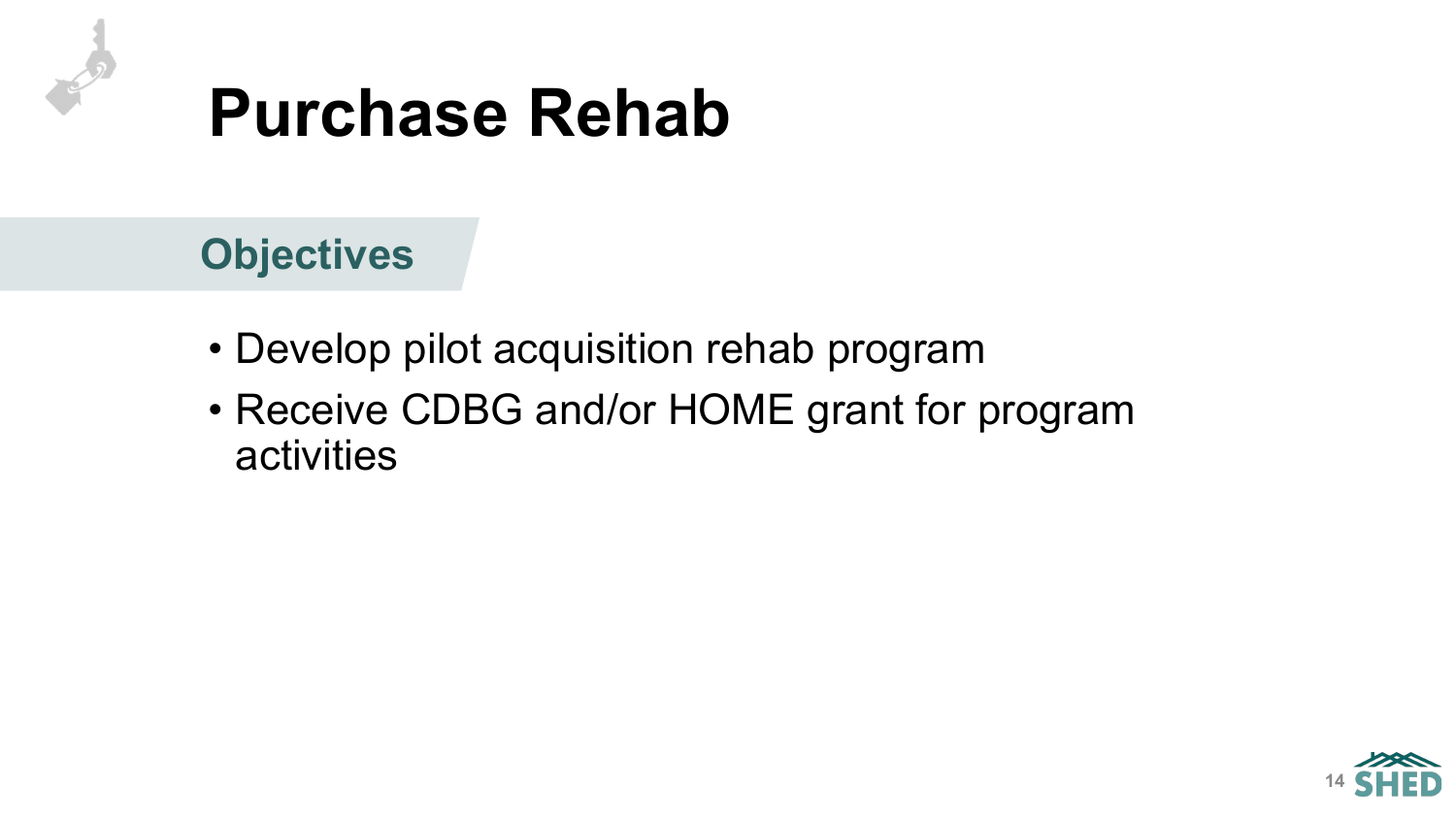# Purchase Rehab

## Objectives

- Develop pilot acquisition rehab program
- Receive CDBG and/or HOME grant for program activities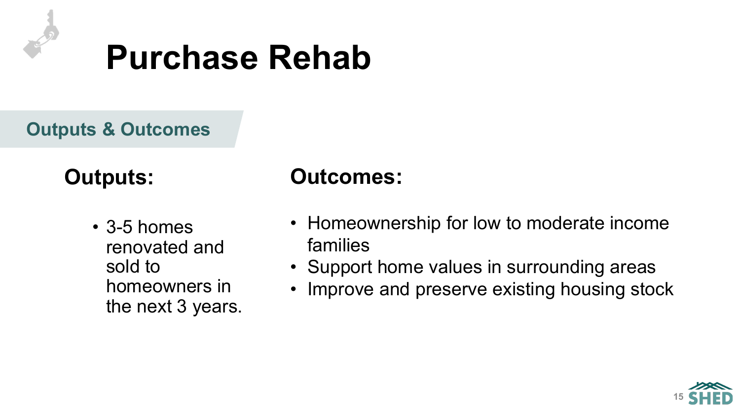# Purchase Rehab

## Outputs & Outcomes

### Outputs:

- 3-5 homes renovated and sold to homeowners in the next 3 years.

### Outcomes:

- Homeownership for low to moderate income families
- Support home values in surrounding areas
- Improve and preserve existing housing stock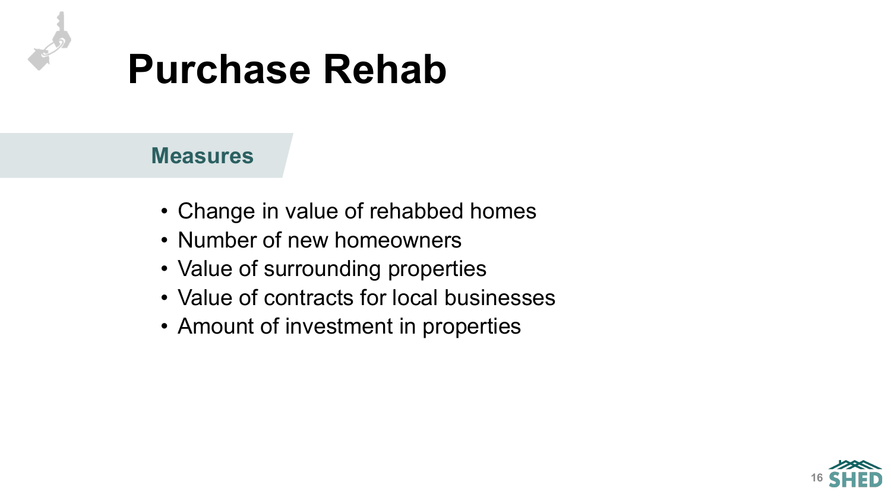# Purchase Rehab

## Measures

- Change in value of rehabbed homes
- Number of new homeowners
- Value of surrounding properties
- Value of contracts for local businesses
- Amount of investment in properties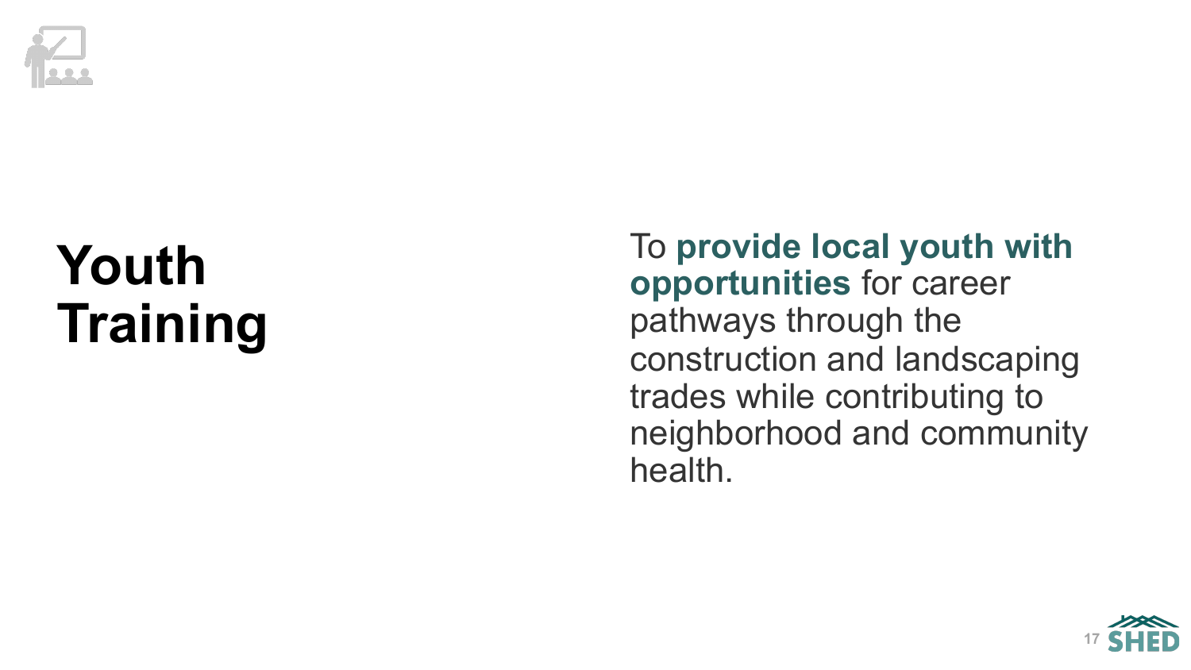# Youth Training

To **provide local youth with opportunities** for career pathways through the construction and landscaping trades while contributing to neighborhood and community health.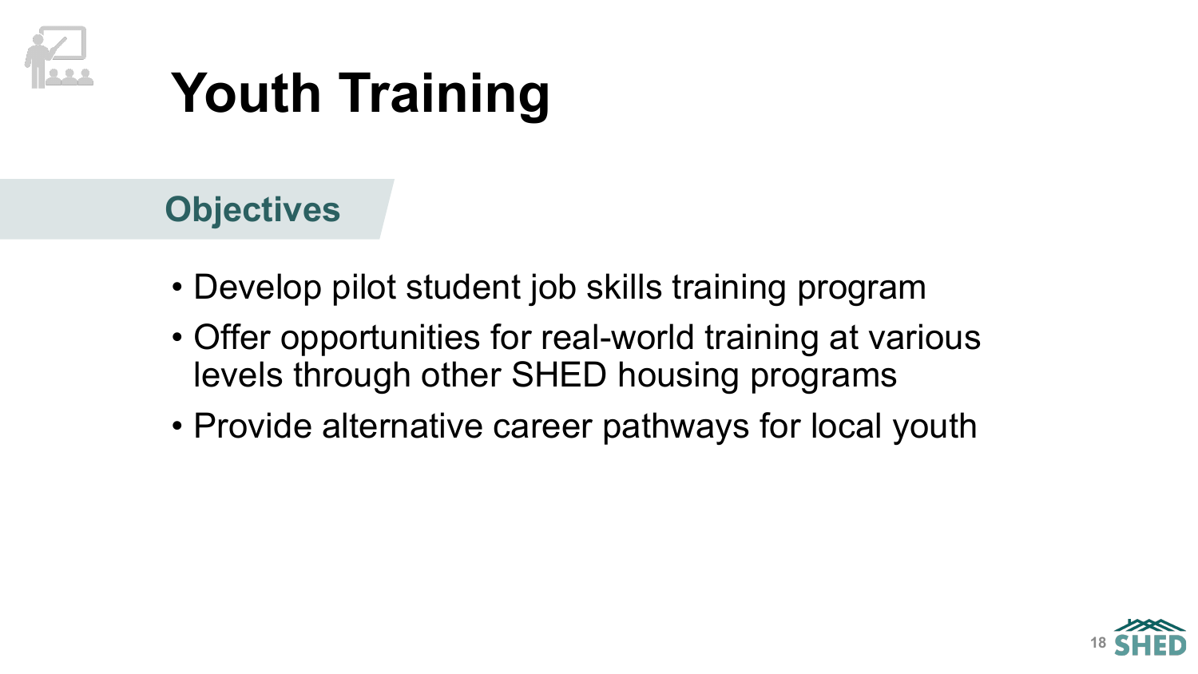# Youth Training

## Objectives

- Develop pilot student job skills training program
- Offer opportunities for real-world training at various levels through other SHED housing programs
- Provide alternative career pathways for local youth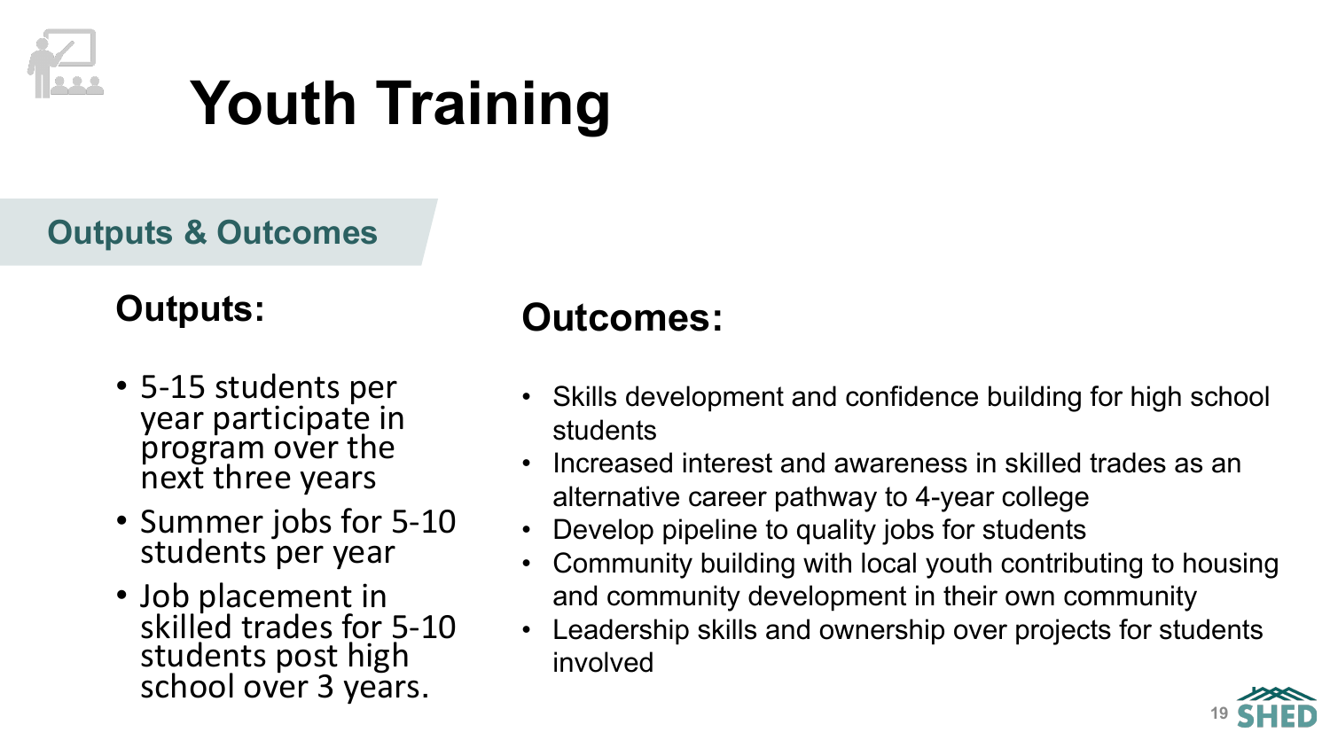# Youth Training

## Outputs & Outcomes

### Outputs:

- 5-15 students per year participate in program over the next three years
- Summer jobs for 5-10 students per year
- Job placement in skilled trades for 5-10 students post high school over 3 years.

### Outcomes:

- Skills development and confidence building for high school students
- Increased interest and awareness in skilled trades as an alternative career pathway to 4-year college
- Develop pipeline to quality jobs for students
- Community building with local youth contributing to housing and community development in their own community
- Leadership skills and ownership over projects for students involved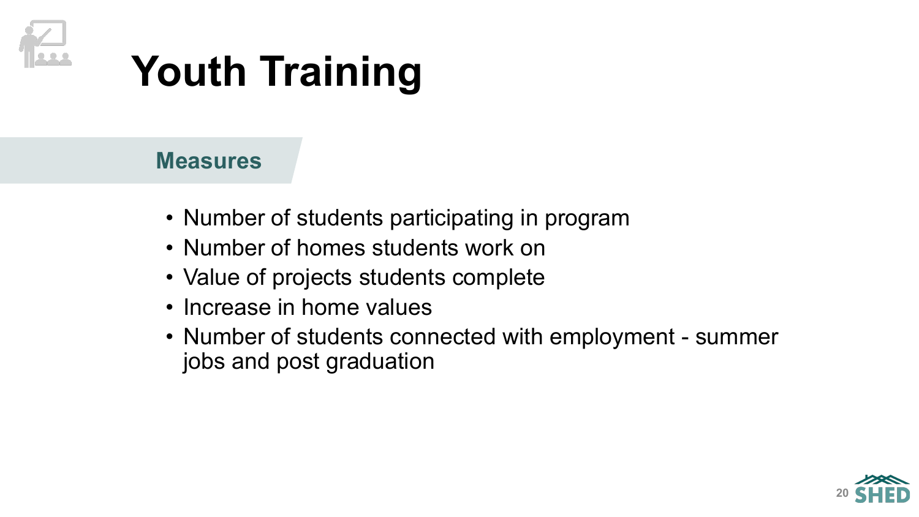# Youth Training

## Measures

- Number of students participating in program
- Number of homes students work on
- Value of projects students complete
- Increase in home values
- Number of students connected with employment - summer jobs and post graduation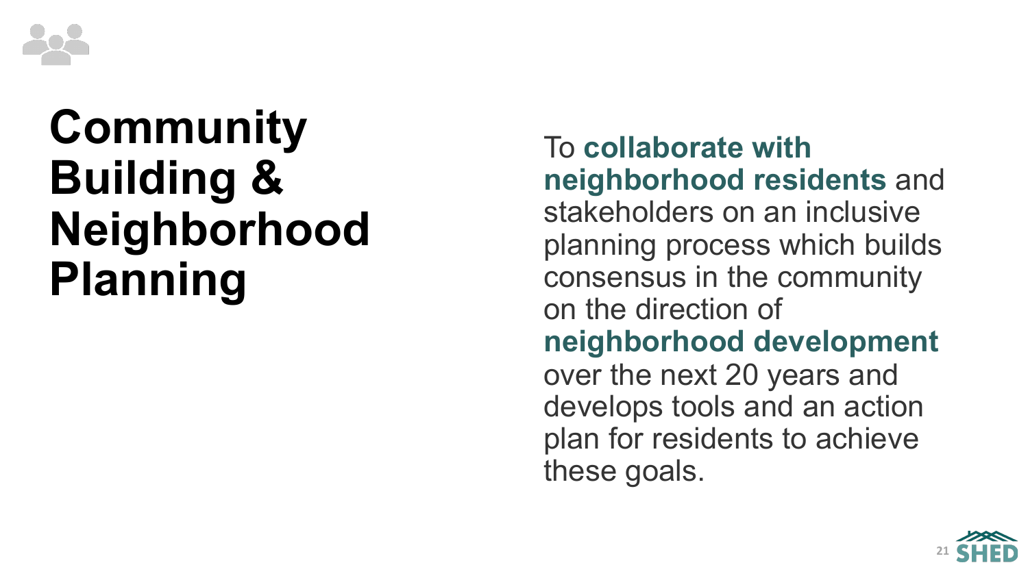# Community Building & Neighborhood Planning

To **collaborate with neighborhood residents** and stakeholders on an inclusive planning process which builds consensus in the community on the direction of **neighborhood development** over the next 20 years and develops tools and an action plan for residents to achieve these goals.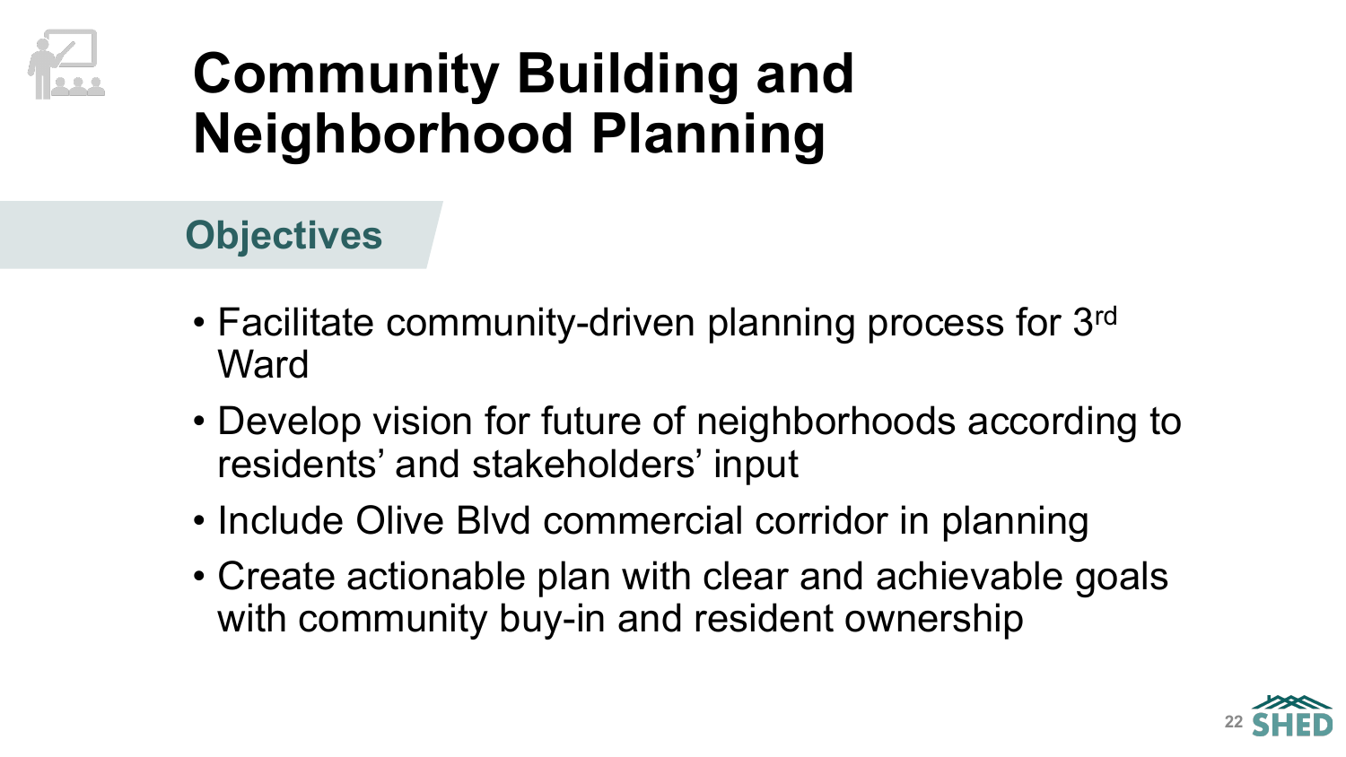# Community Building and Neighborhood Planning

## Objectives

- Facilitate community-driven planning process for 3rd Ward
- Develop vision for future of neighborhoods according to residents' and stakeholders' input
- Include Olive Blvd commercial corridor in planning
- Create actionable plan with clear and achievable goals with community buy-in and resident ownership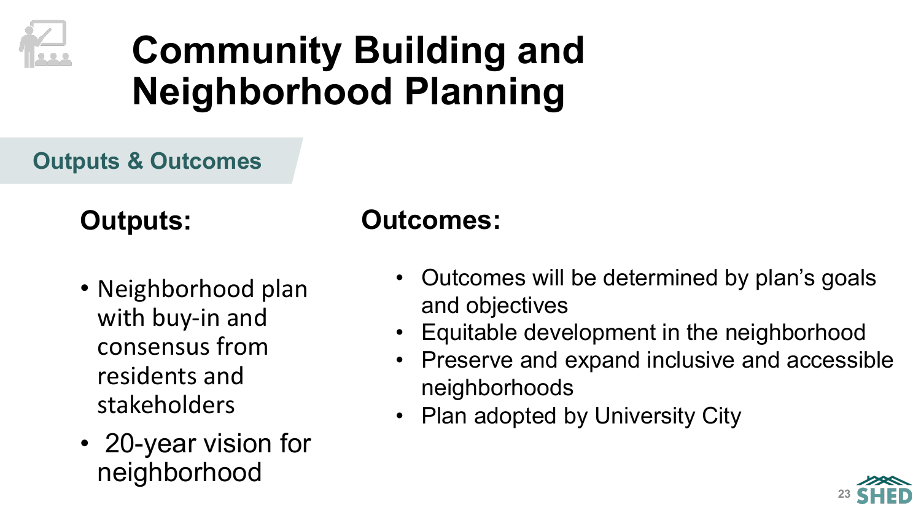# Community Building and Neighborhood Planning

## Outputs & Outcomes

### Outputs:

- Neighborhood plan with buy-in and consensus from residents and stakeholders
- 20-year vision for neighborhood

### Outcomes:

- Outcomes will be determined by plan's goals and objectives
- Equitable development in the neighborhood
- Preserve and expand inclusive and accessible neighborhoods
- Plan adopted by University City

SHED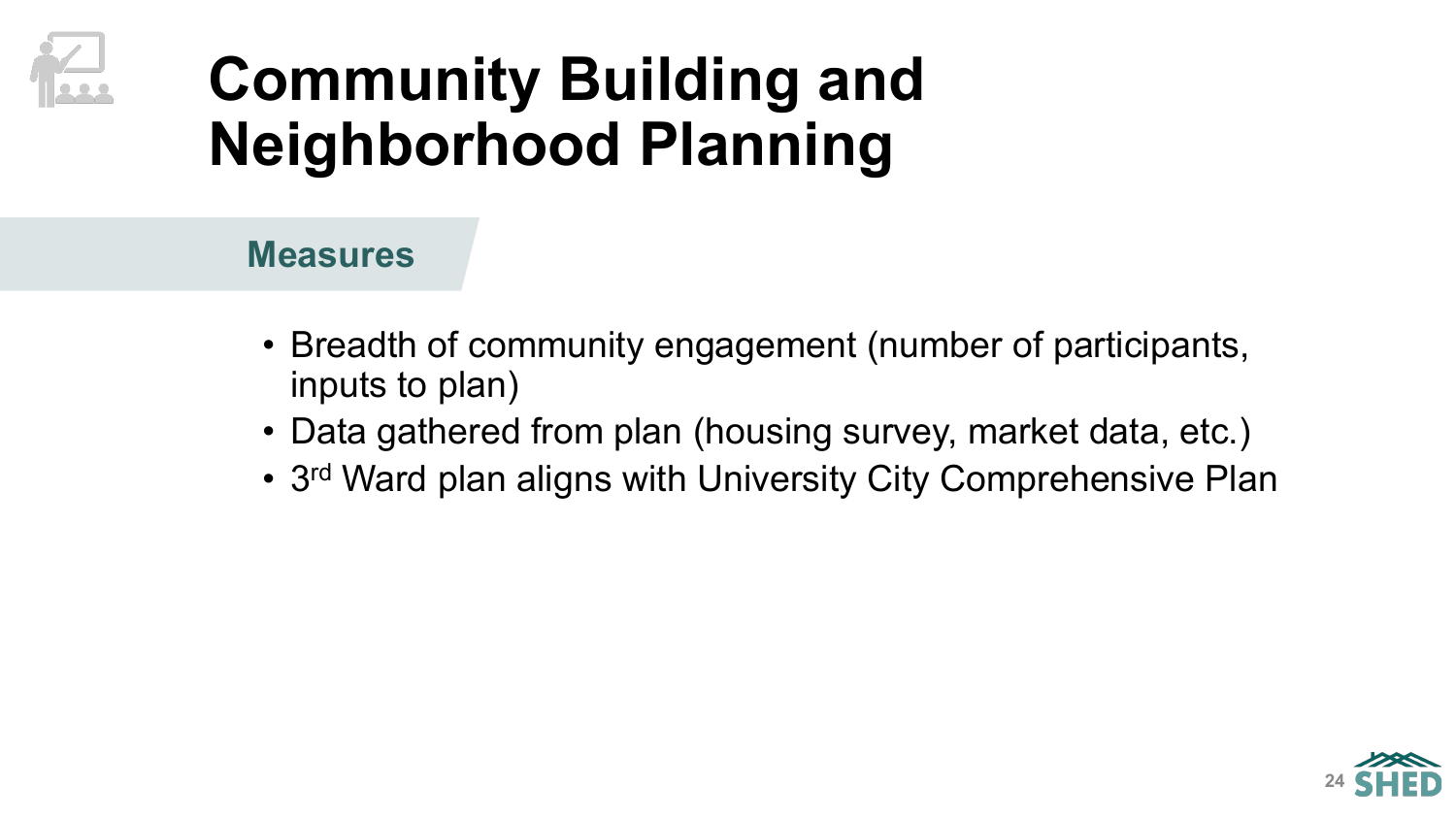# Community Building and Neighborhood Planning

## Measures

- Breadth of community engagement (number of participants, inputs to plan)
- Data gathered from plan (housing survey, market data, etc.)
- 3rd Ward plan aligns with University City Comprehensive Plan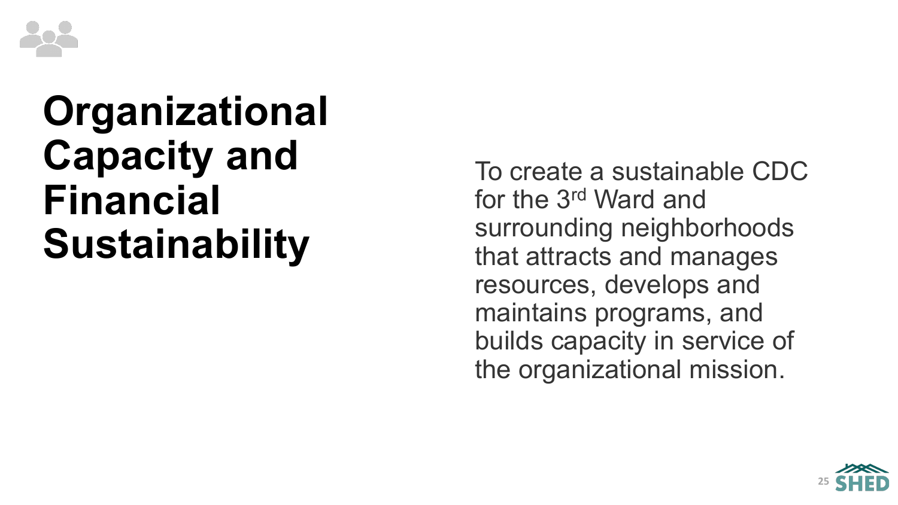# Organizational Capacity and Financial Sustainability

To create a sustainable CDC for the 3rd Ward and surrounding neighborhoods that attracts and manages resources, develops and maintains programs, and builds capacity in service of the organizational mission.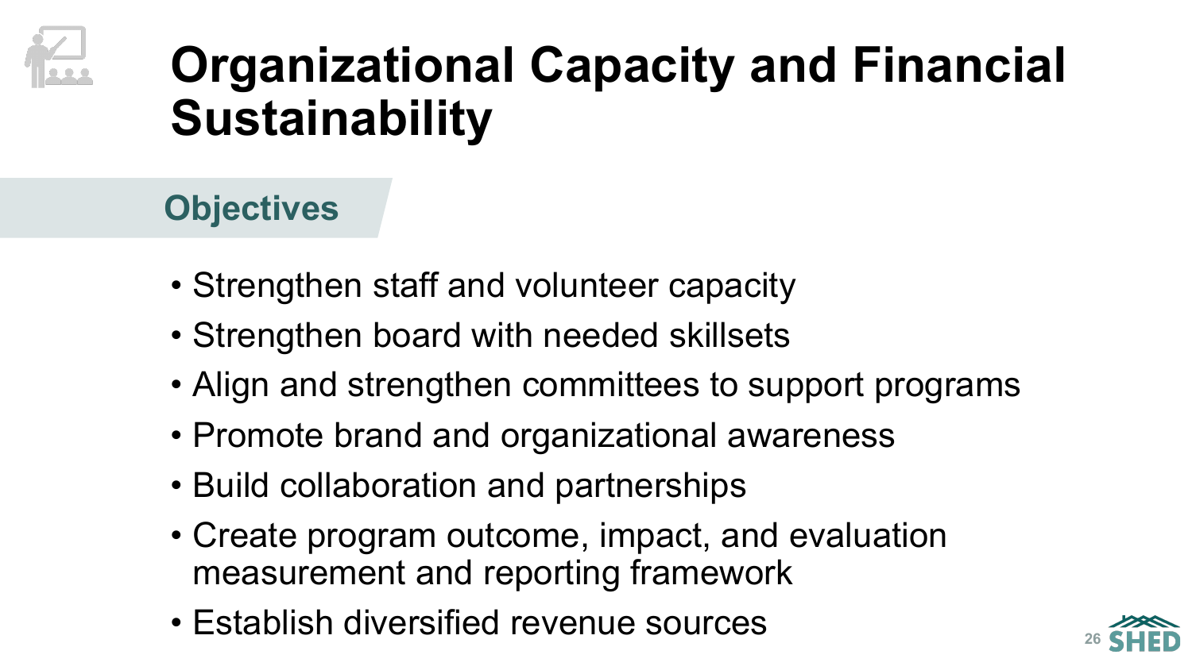# Organizational Capacity and Financial Sustainability

## Objectives

- Strengthen staff and volunteer capacity
- Strengthen board with needed skillsets
- Align and strengthen committees to support programs
- Promote brand and organizational awareness
- Build collaboration and partnerships
- Create program outcome, impact, and evaluation measurement and reporting framework
- Establish diversified revenue sources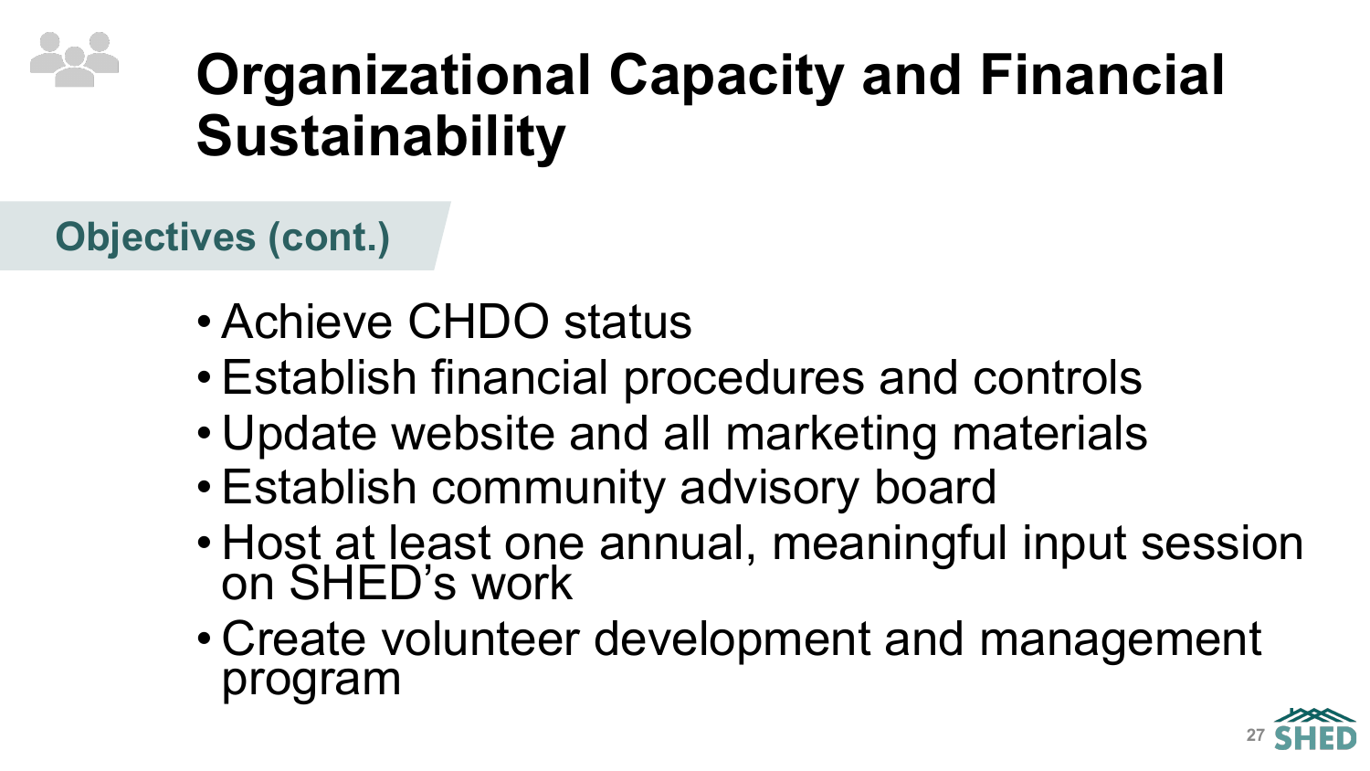# Organizational Capacity and Financial Sustainability

## Objectives (cont.)

- Achieve CHDO status
- Establish financial procedures and controls
- Update website and all marketing materials
- Establish community advisory board
- Host at least one annual, meaningful input session on SHED's work
- Create volunteer development and management program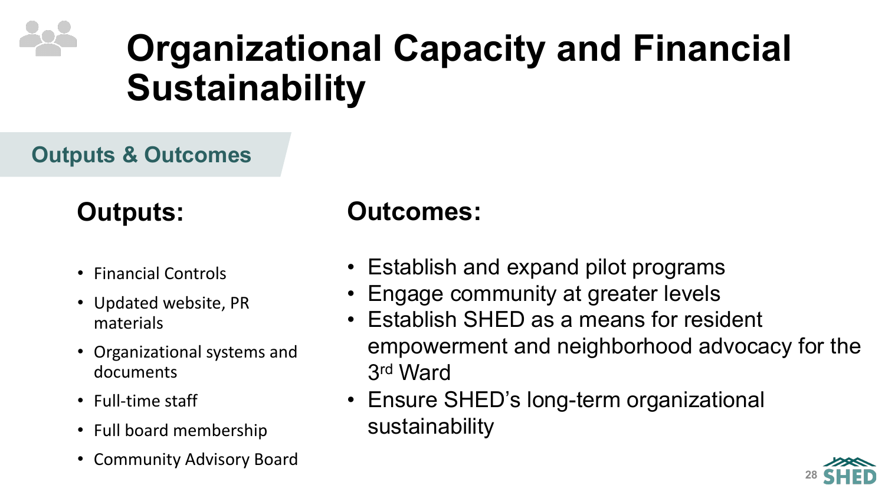# Organizational Capacity and Financial Sustainability

## Outputs & Outcomes

### Outputs:

- Financial Controls
- Updated website, PR materials
- Organizational systems and documents
- Full-time staff
- Full board membership
- Community Advisory Board

### Outcomes:

- Establish and expand pilot programs
- Engage community at greater levels
- Establish SHED as a means for resident empowerment and neighborhood advocacy for the 3rd Ward
- Ensure SHED's long-term organizational sustainability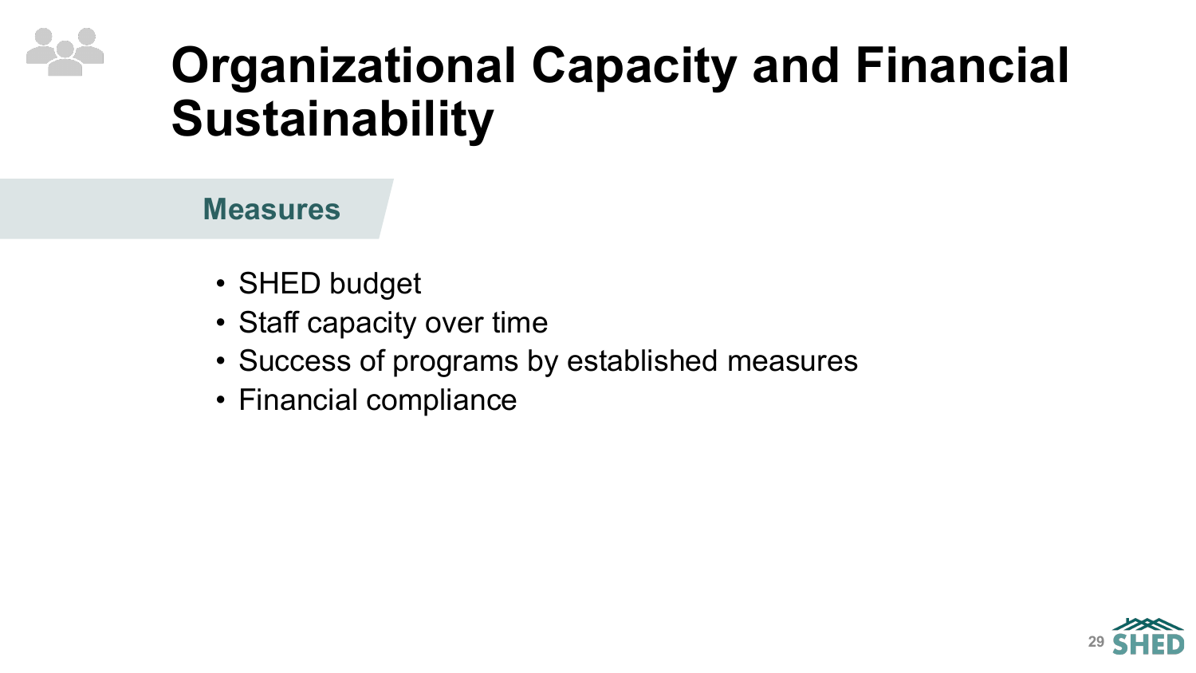# Organizational Capacity and Financial Sustainability

## Measures

- SHED budget
- Staff capacity over time
- Success of programs by established measures
- Financial compliance